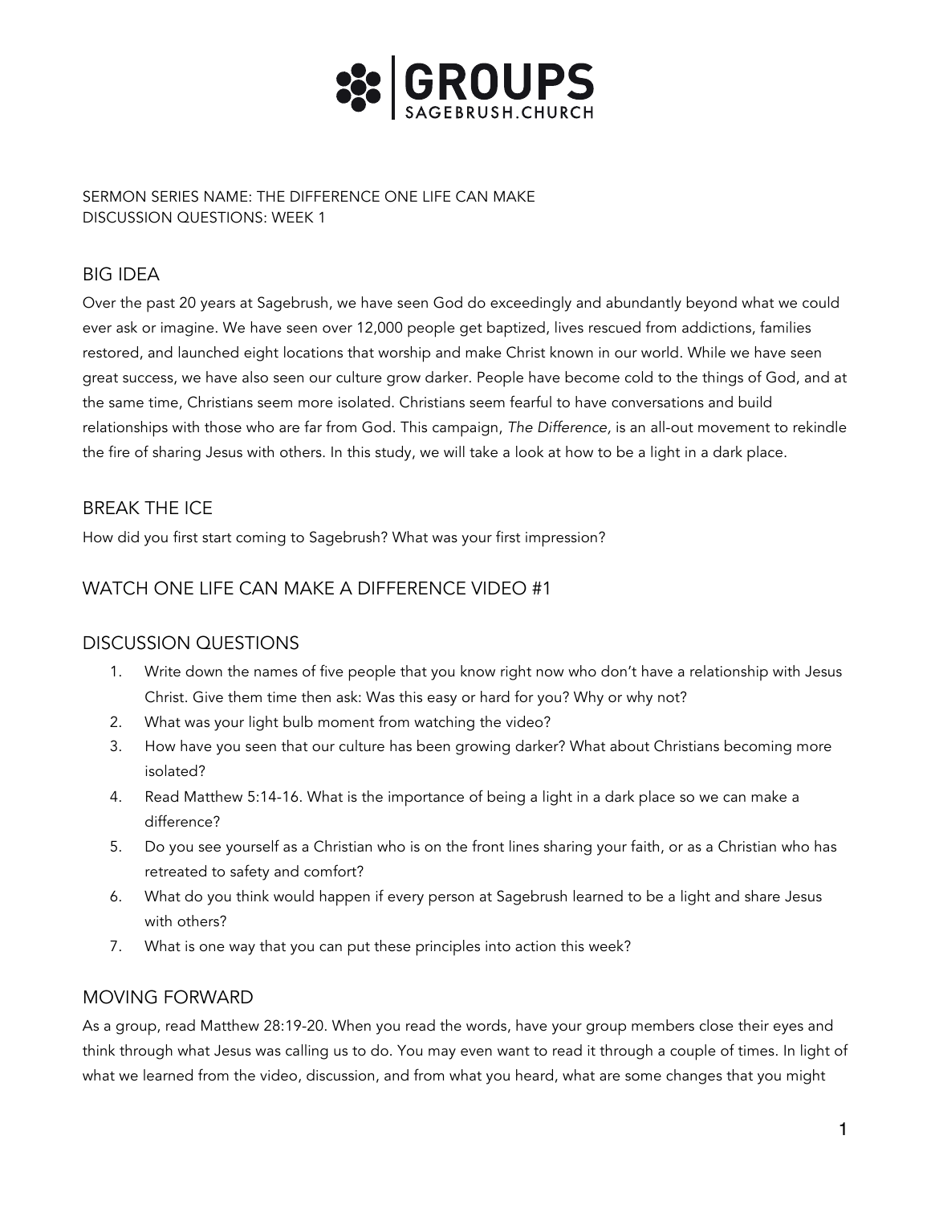# GROUPS
SAGEBRUSH.CHURCH

SERMON SERIES NAME: THE DIFFERENCE ONE LIFE CAN MAKE
DISCUSSION QUESTIONS: WEEK 1

## BIG IDEA

Over the past 20 years at Sagebrush, we have seen God do exceedingly and abundantly beyond what we could ever ask or imagine. We have seen over 12,000 people get baptized, lives rescued from addictions, families restored, and launched eight locations that worship and make Christ known in our world. While we have seen great success, we have also seen our culture grow darker. People have become cold to the things of God, and at the same time, Christians seem more isolated. Christians seem fearful to have conversations and build relationships with those who are far from God. This campaign, *The Difference,* is an all-out movement to rekindle the fire of sharing Jesus with others. In this study, we will take a look at how to be a light in a dark place.

## BREAK THE ICE

How did you first start coming to Sagebrush? What was your first impression?

## WATCH ONE LIFE CAN MAKE A DIFFERENCE VIDEO #1

## DISCUSSION QUESTIONS

1. Write down the names of five people that you know right now who don't have a relationship with Jesus Christ. Give them time then ask: Was this easy or hard for you? Why or why not?
2. What was your light bulb moment from watching the video?
3. How have you seen that our culture has been growing darker? What about Christians becoming more isolated?
4. Read Matthew 5:14-16. What is the importance of being a light in a dark place so we can make a difference?
5. Do you see yourself as a Christian who is on the front lines sharing your faith, or as a Christian who has retreated to safety and comfort?
6. What do you think would happen if every person at Sagebrush learned to be a light and share Jesus with others?
7. What is one way that you can put these principles into action this week?

## MOVING FORWARD

As a group, read Matthew 28:19-20. When you read the words, have your group members close their eyes and think through what Jesus was calling us to do. You may even want to read it through a couple of times. In light of what we learned from the video, discussion, and from what you heard, what are some changes that you might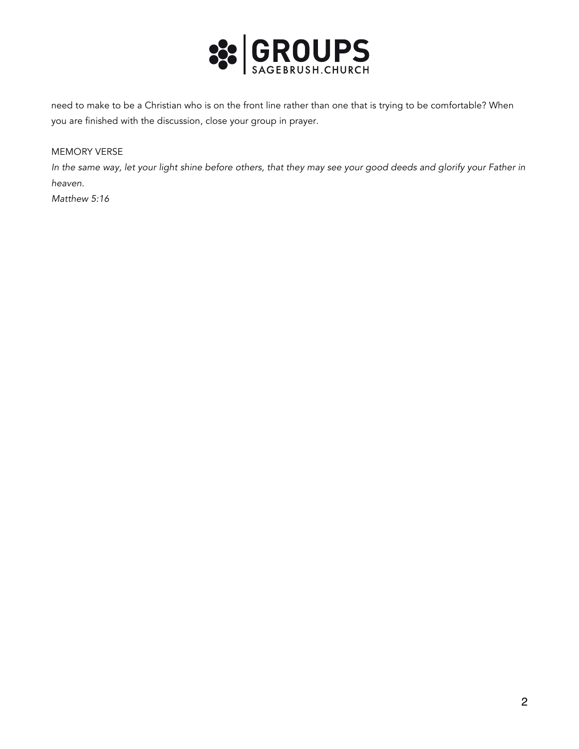need to make to be a Christian who is on the front line rather than one that is trying to be comfortable? When you are finished with the discussion, close your group in prayer.

MEMORY VERSE

*In the same way, let your light shine before others, that they may see your good deeds and glorify your Father in heaven.*
*Matthew 5:16*